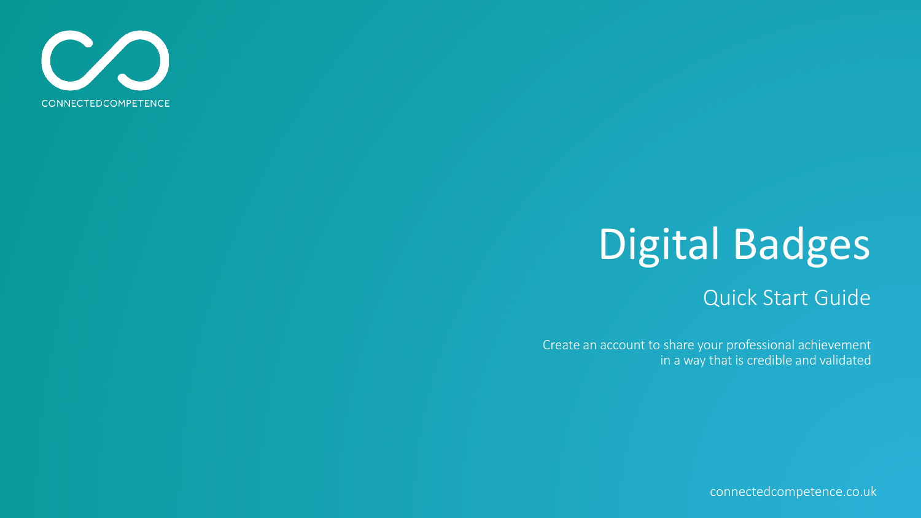CONNECTEDCOMPETENCE

# Digital Badges

## Quick Start Guide

Create an account to share your professional achievement in a way that is credible and validated

connectedcompetence.co.uk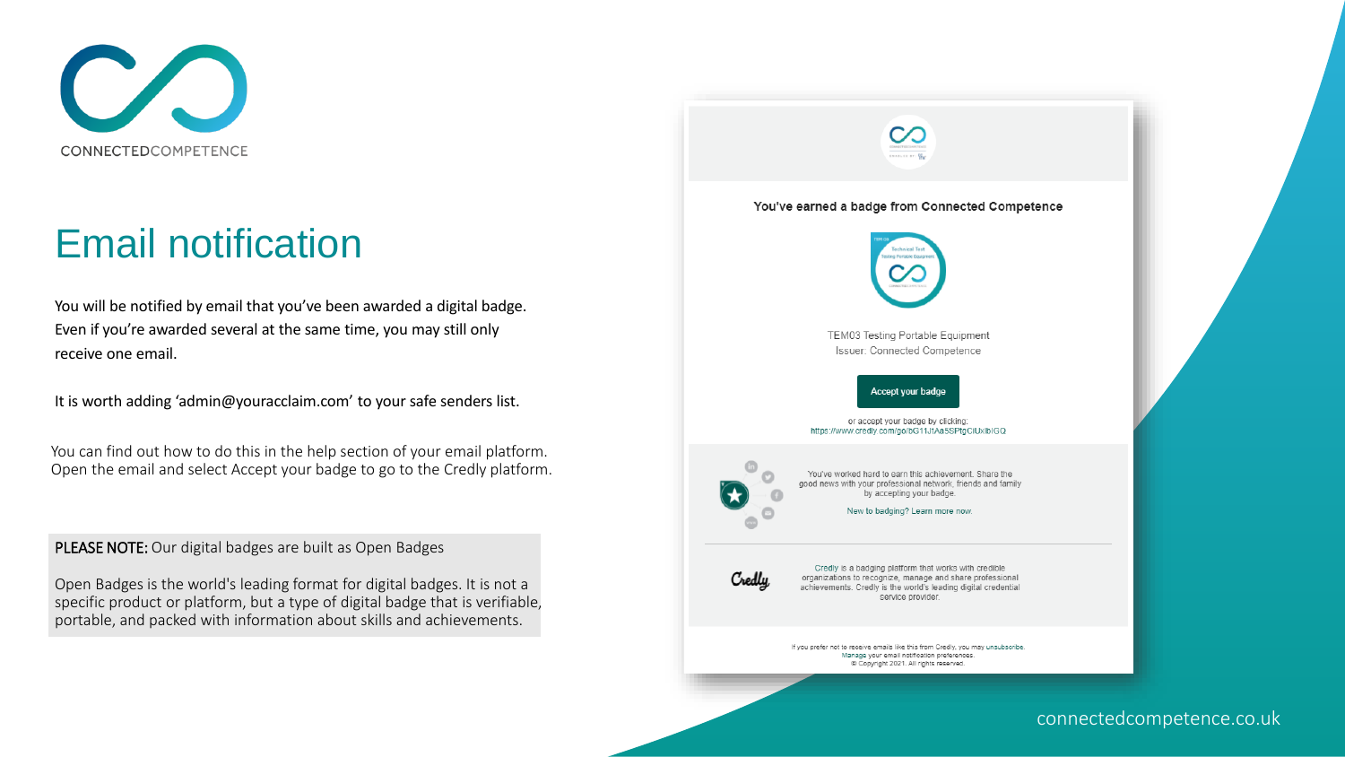# Email notification

You will be notified by email that you've been awarded a digital badge. Even if you're awarded several at the same time, you may still only receive one email.

It is worth adding 'admin@youracclaim.com' to your safe senders list.

You can find out how to do this in the help section of your email platform. Open the email and select Accept your badge to go to the Credly platform.

**PLEASE NOTE:** Our digital badges are built as Open Badges

Open Badges is the world's leading format for digital badges. It is not a specific product or platform, but a type of digital badge that is verifiable, portable, and packed with information about skills and achievements.

You've earned a badge from Connected Competence

TEM03 Testing Portable Equipment
Issuer: Connected Competence

Accept your badge

or accept your badge by clicking:
https://www.credly.com/go/bG11Jt4a5SPfgCiUxlbIGQ

You've worked hard to earn this achievement. Share the good news with your professional network, friends and family by accepting your badge.

New to badging? Learn more now.

Credly is a badging platform that works with credible organizations to recognize, manage and share professional achievements. Credly is the world's leading digital credential service provider.

If you prefer not to receive emails like this from Credly, you may unsubscribe.
Manage your email notification preferences.
© Copyright 2021. All rights reserved.

connectedcompetence.co.uk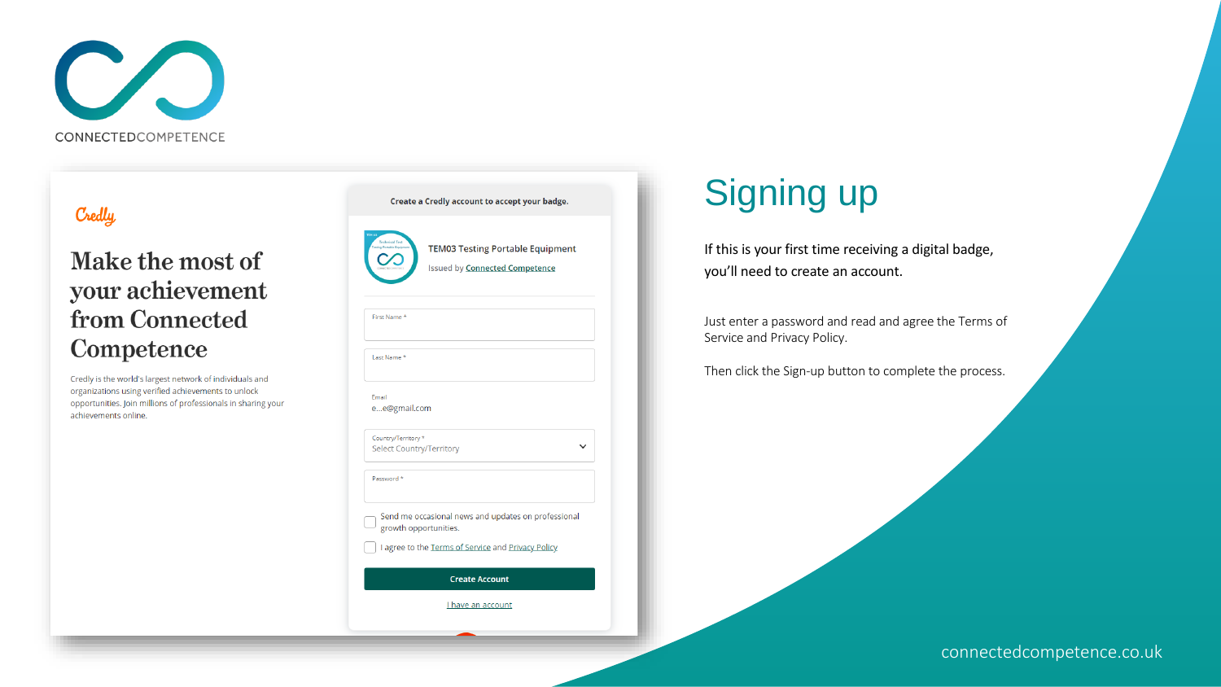CONNECTEDCOMPETENCE

Credly

# Make the most of your achievement from Connected Competence

Credly is the world's largest network of individuals and organizations using verified achievements to unlock opportunities. Join millions of professionals in sharing your achievements online.

Create a Credly account to accept your badge.

TEM03 Testing Portable Equipment

Issued by Connected Competence

First Name *

Last Name *

Email
e...e@gmail.com

Country/Territory *
Select Country/Territory

Password *

Send me occasional news and updates on professional growth opportunities.

I agree to the Terms of Service and Privacy Policy

Create Account

I have an account

# Signing up

If this is your first time receiving a digital badge, you'll need to create an account.

Just enter a password and read and agree the Terms of Service and Privacy Policy.

Then click the Sign-up button to complete the process.

connectedcompetence.co.uk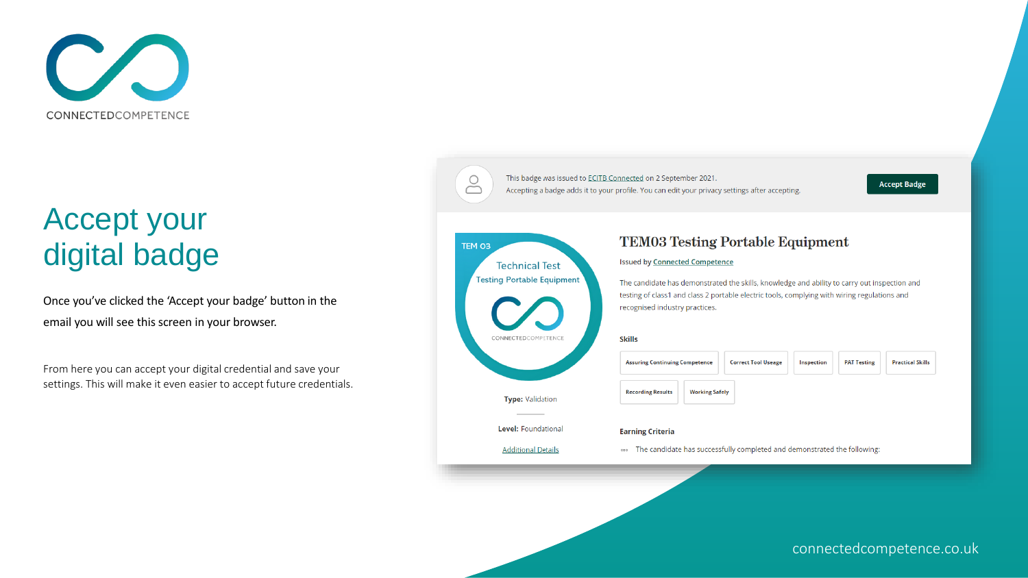# Accept your digital badge

Once you've clicked the 'Accept your badge' button in the email you will see this screen in your browser.

From here you can accept your digital credential and save your settings. This will make it even easier to accept future credentials.

This badge was issued to ECITB Connected on 2 September 2021.
Accepting a badge adds it to your profile. You can edit your privacy settings after accepting.

Accept Badge

TEM 03
Technical Test
Testing Portable Equipment

## TEM03 Testing Portable Equipment

Issued by Connected Competence

The candidate has demonstrated the skills, knowledge and ability to carry out inspection and testing of class1 and class 2 portable electric tools, complying with wiring regulations and recognised industry practices.

**Skills**

- Assuring Continuing Competence
- Correct Tool Useage
- Inspection
- PAT Testing
- Practical Skills
- Recording Results
- Working Safely

**Type:** Validation

**Level:** Foundational

Additional Details

**Earning Criteria**

The candidate has successfully completed and demonstrated the following:

connectedcompetence.co.uk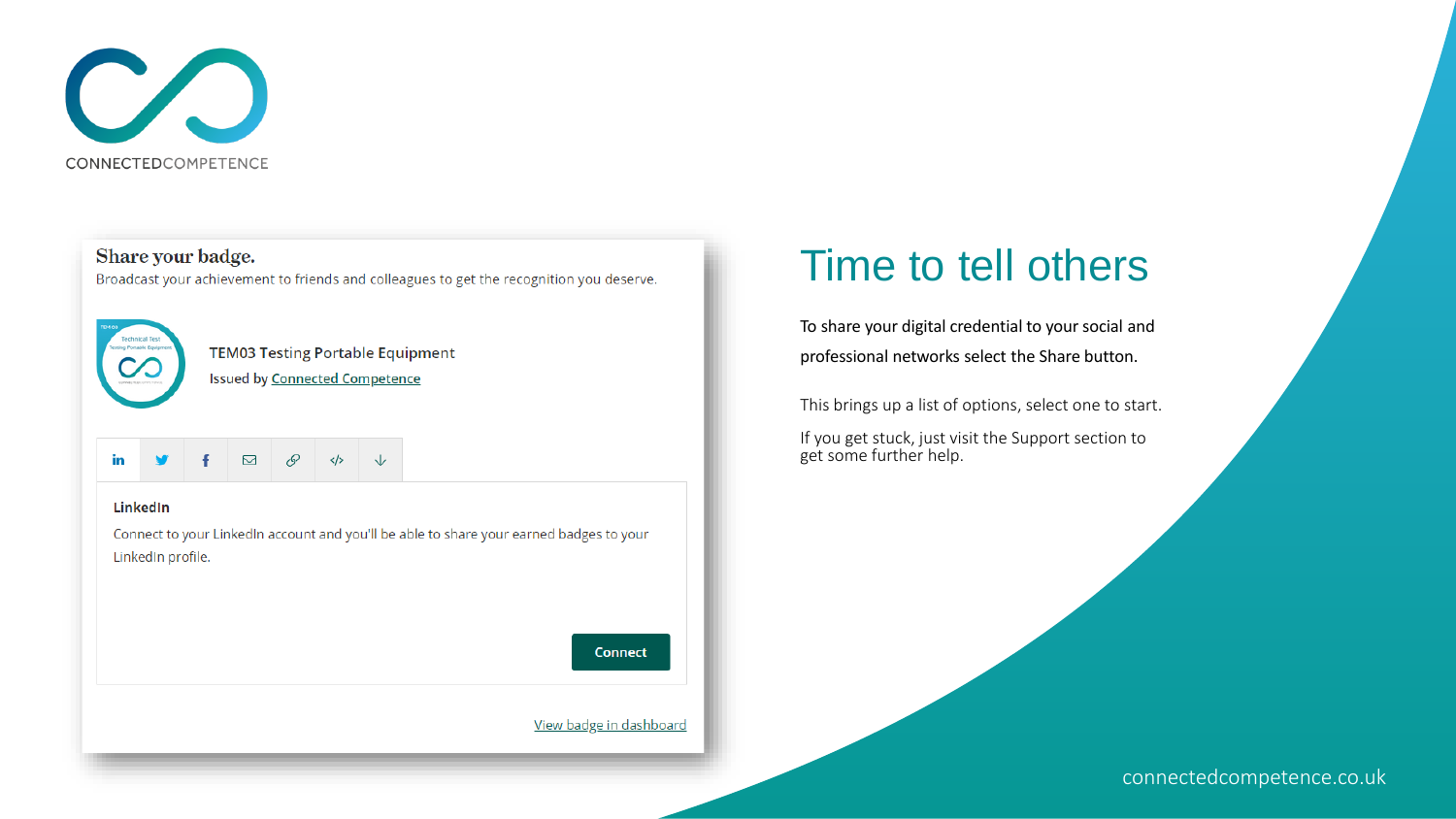# Time to tell others

To share your digital credential to your social and professional networks select the Share button.

This brings up a list of options, select one to start.

If you get stuck, just visit the Support section to get some further help.

## Share your badge.

Broadcast your achievement to friends and colleagues to get the recognition you deserve.

TEM03 Testing Portable Equipment

Issued by Connected Competence

**LinkedIn**

Connect to your LinkedIn account and you'll be able to share your earned badges to your LinkedIn profile.

Connect

View badge in dashboard

connectedcompetence.co.uk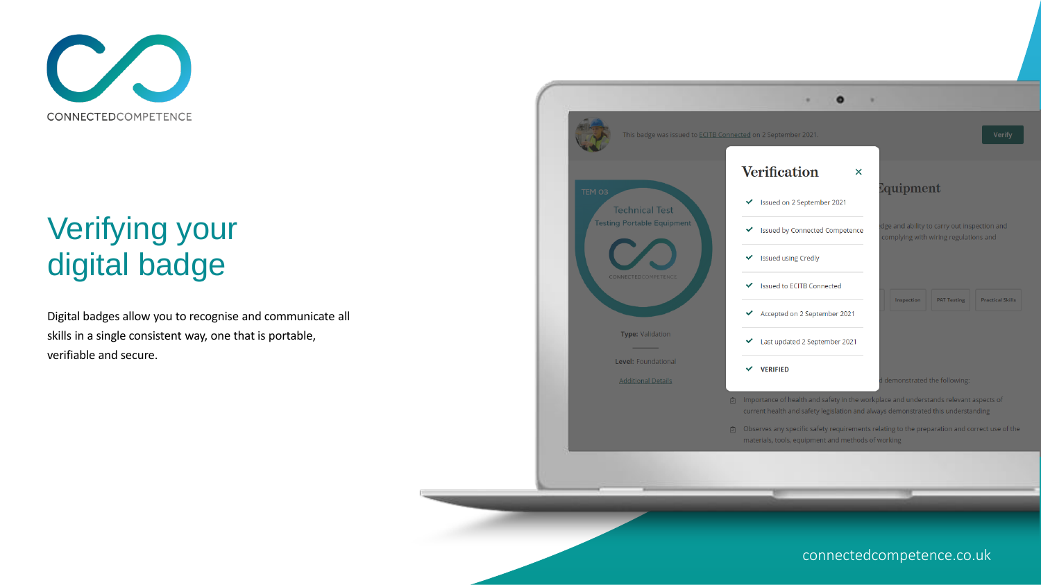# Verifying your digital badge

Digital badges allow you to recognise and communicate all skills in a single consistent way, one that is portable, verifiable and secure.

This badge was issued to ECITB Connected on 2 September 2021.

Verify

## Verification

- Issued on 2 September 2021
- Issued by Connected Competence
- Issued using Credly
- Issued to ECITB Connected
- Accepted on 2 September 2021
- Last updated 2 September 2021
- VERIFIED

connectedcompetence.co.uk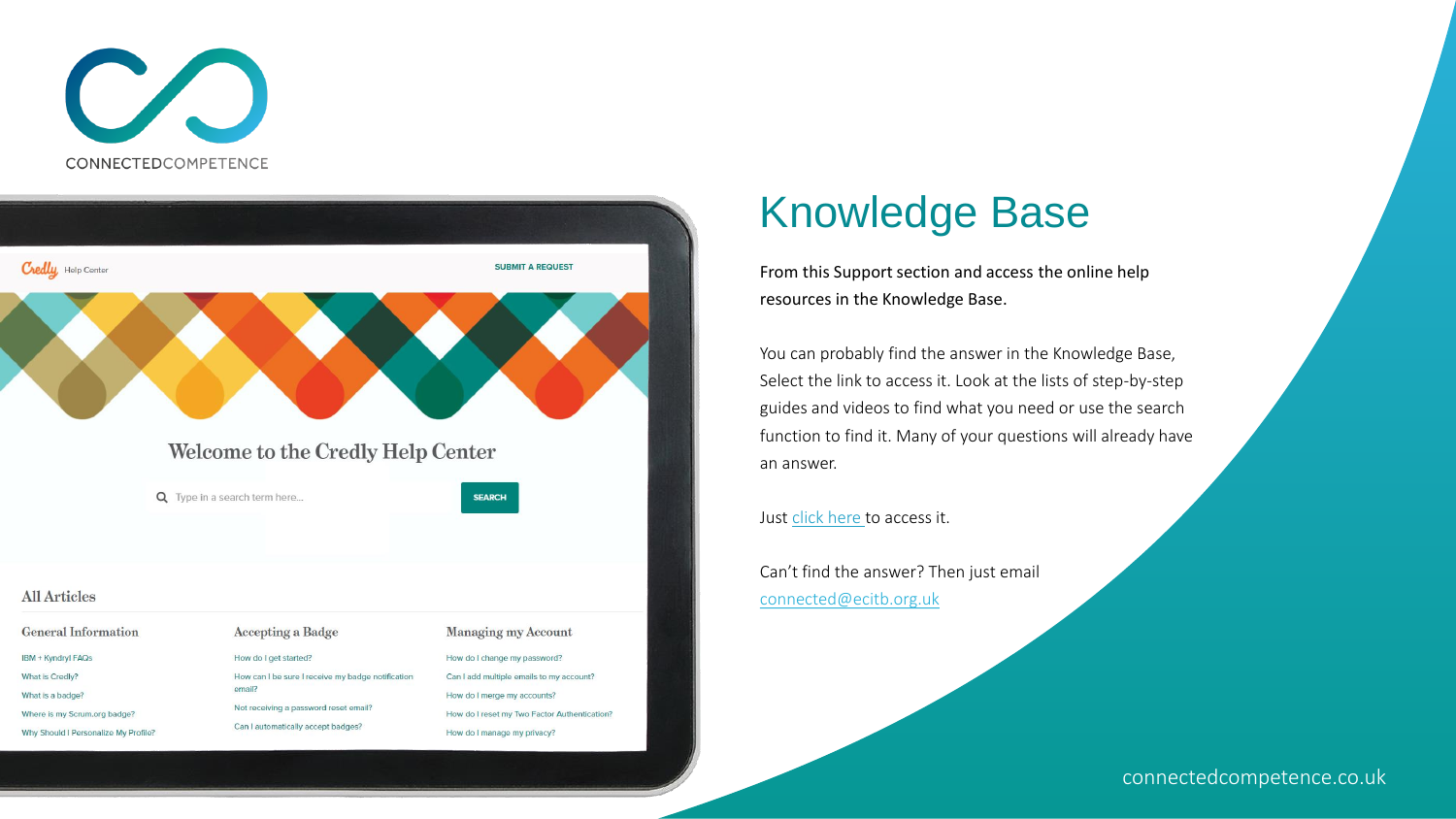# Knowledge Base

From this Support section and access the online help resources in the Knowledge Base.

You can probably find the answer in the Knowledge Base, Select the link to access it. Look at the lists of step-by-step guides and videos to find what you need or use the search function to find it. Many of your questions will already have an answer.

Just click here to access it.

Can't find the answer? Then just email connected@ecitb.org.uk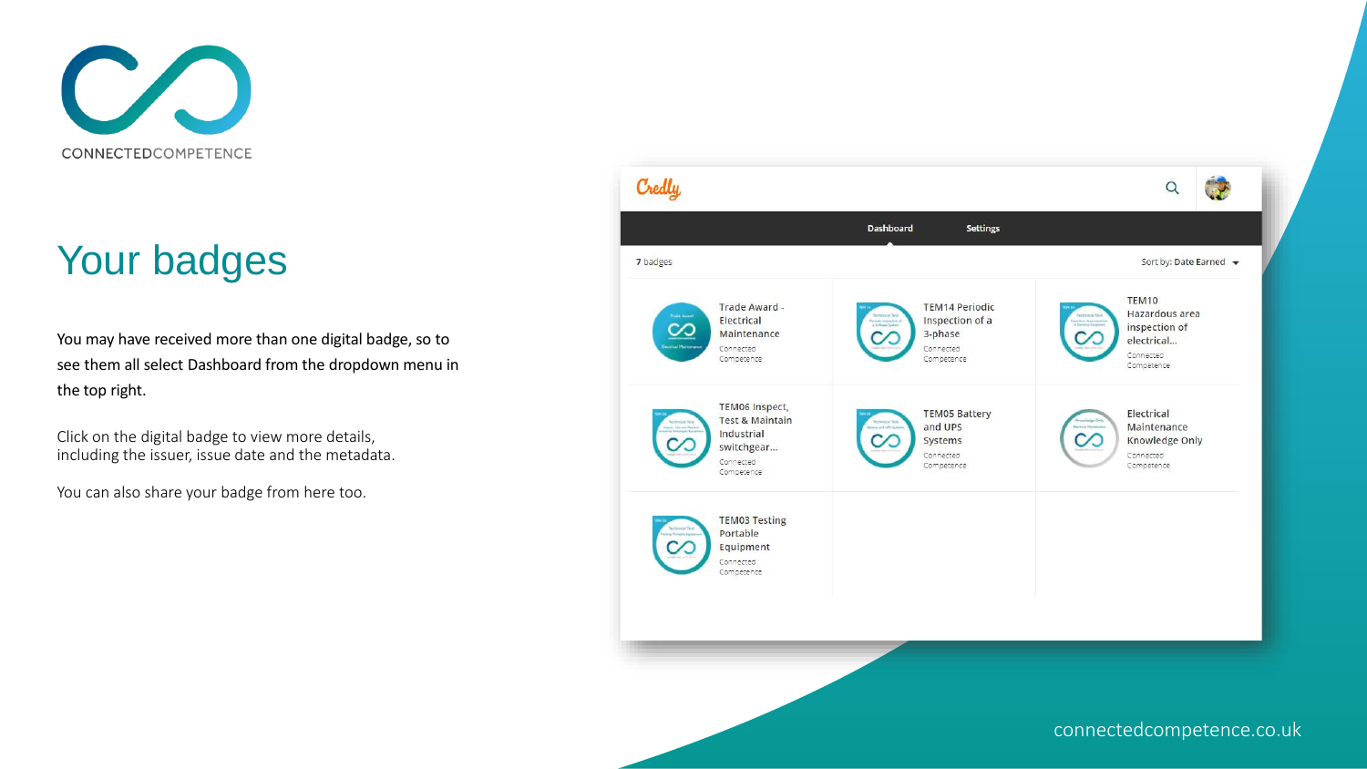CONNECTEDCOMPETENCE

# Your badges

You may have received more than one digital badge, so to see them all select Dashboard from the dropdown menu in the top right.

Click on the digital badge to view more details, including the issuer, issue date and the metadata.

You can also share your badge from here too.

Credly

Dashboard Settings

7 badges

Sort by: Date Earned

Trade Award - Electrical Maintenance
Connected Competence

TEM14 Periodic Inspection of a 3-phase
Connected Competence

TEM10 Hazardous area inspection of electrical...
Connected Competence

TEM06 Inspect, Test & Maintain Industrial switchgear...
Connected Competence

TEM05 Battery and UPS Systems
Connected Competence

Electrical Maintenance Knowledge Only
Connected Competence

TEM03 Testing Portable Equipment
Connected Competence

connectedcompetence.co.uk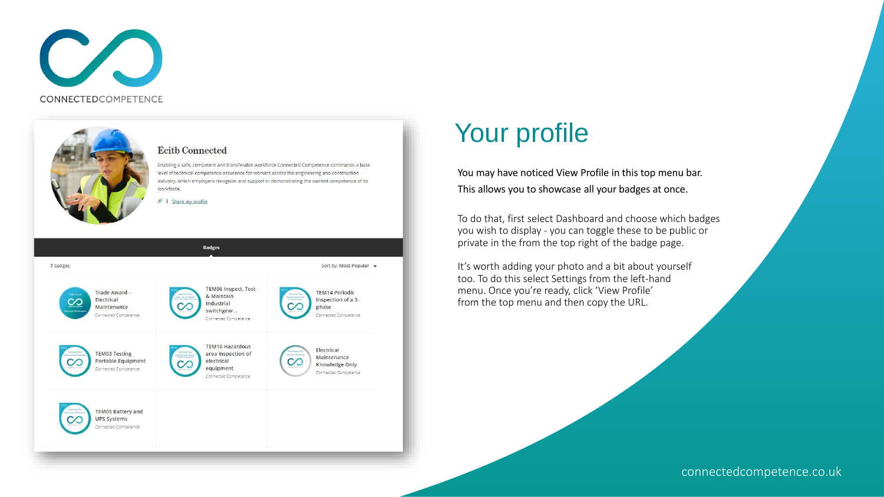# Your profile

You may have noticed View Profile in this top menu bar.

This allows you to showcase all your badges at once.

To do that, first select Dashboard and choose which badges you wish to display - you can toggle these to be public or private in the from the top right of the badge page.

It's worth adding your photo and a bit about yourself too. To do this select Settings from the left-hand menu. Once you're ready, click 'View Profile' from the top menu and then copy the URL.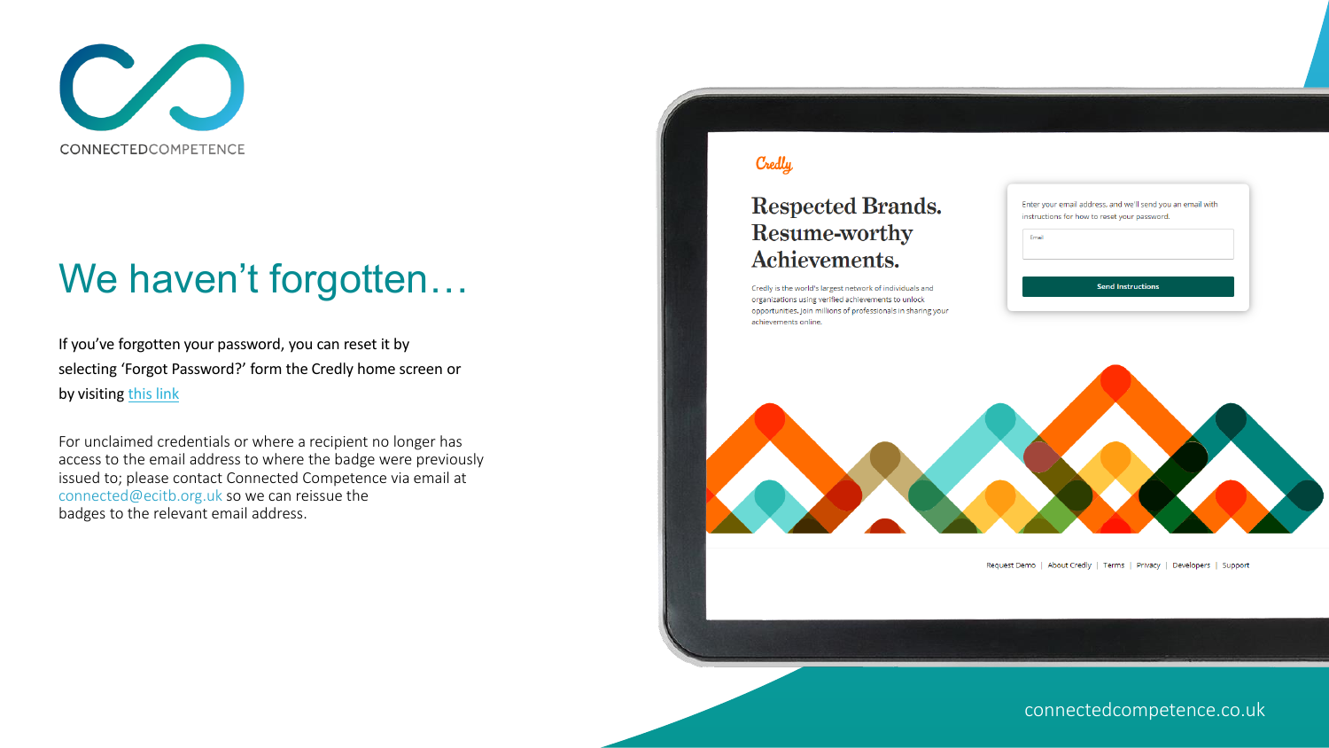CONNECTEDCOMPETENCE

# We haven't forgotten…

If you've forgotten your password, you can reset it by selecting 'Forgot Password?' form the Credly home screen or by visiting this link

For unclaimed credentials or where a recipient no longer has access to the email address to where the badge were previously issued to; please contact Connected Competence via email at connected@ecitb.org.uk so we can reissue the badges to the relevant email address.

Credly

Respected Brands. Resume-worthy Achievements.

Credly is the world's largest network of individuals and organizations using verified achievements to unlock opportunities. Join millions of professionals in sharing your achievements online.

Enter your email address, and we'll send you an email with instructions for how to reset your password.

Email

Send Instructions

Request Demo | About Credly | Terms | Privacy | Developers | Support

connectedcompetence.co.uk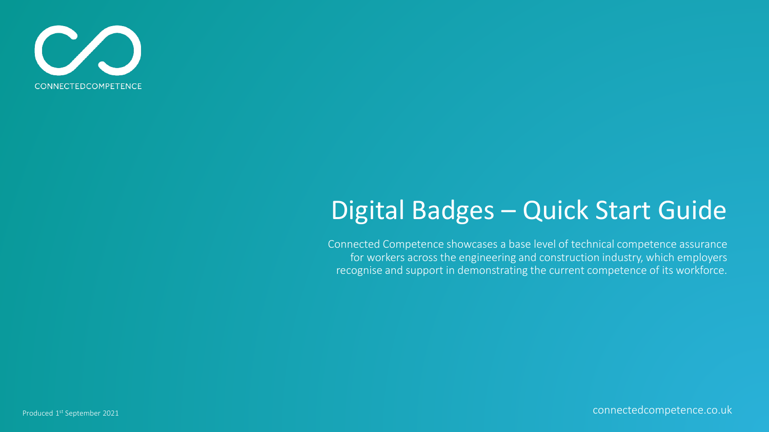CONNECTEDCOMPETENCE

# Digital Badges – Quick Start Guide

Connected Competence showcases a base level of technical competence assurance for workers across the engineering and construction industry, which employers recognise and support in demonstrating the current competence of its workforce.

Produced 1st September 2021

connectedcompetence.co.uk